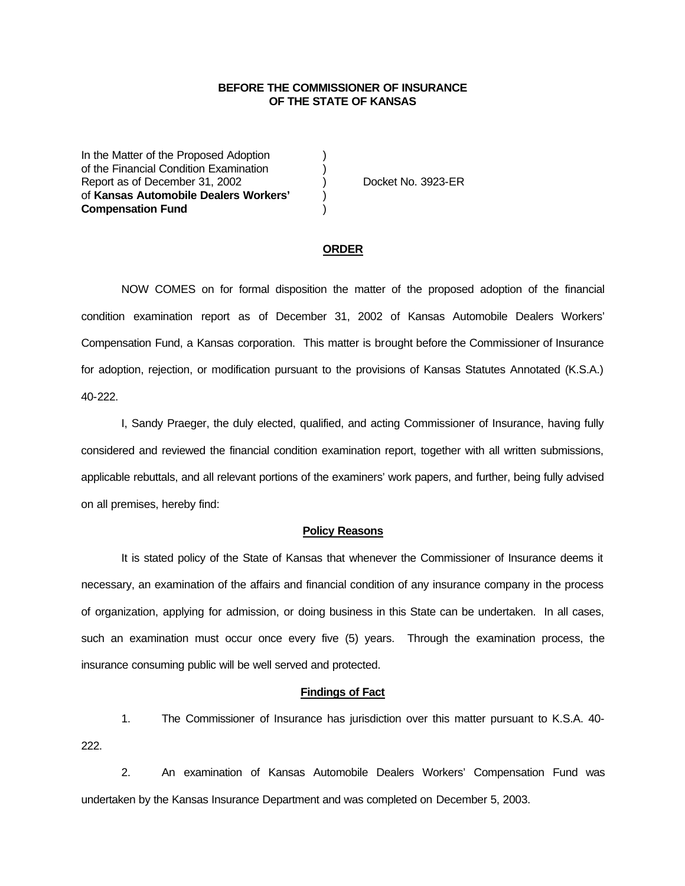**BEFORE THE COMMISSIONER OF INSURANCE**
**OF THE STATE OF KANSAS**

| | | |
|---|---|---|
| In the Matter of the Proposed Adoption | ) | |
| of the Financial Condition Examination | ) | |
| Report as of December 31, 2002 | ) | Docket No. 3923-ER |
| of **Kansas Automobile Dealers Workers'** | ) | |
| **Compensation Fund** | ) | |

## ORDER

NOW COMES on for formal disposition the matter of the proposed adoption of the financial condition examination report as of December 31, 2002 of Kansas Automobile Dealers Workers' Compensation Fund, a Kansas corporation. This matter is brought before the Commissioner of Insurance for adoption, rejection, or modification pursuant to the provisions of Kansas Statutes Annotated (K.S.A.) 40-222.

I, Sandy Praeger, the duly elected, qualified, and acting Commissioner of Insurance, having fully considered and reviewed the financial condition examination report, together with all written submissions, applicable rebuttals, and all relevant portions of the examiners' work papers, and further, being fully advised on all premises, hereby find:

### Policy Reasons

It is stated policy of the State of Kansas that whenever the Commissioner of Insurance deems it necessary, an examination of the affairs and financial condition of any insurance company in the process of organization, applying for admission, or doing business in this State can be undertaken. In all cases, such an examination must occur once every five (5) years. Through the examination process, the insurance consuming public will be well served and protected.

### Findings of Fact

1. The Commissioner of Insurance has jurisdiction over this matter pursuant to K.S.A. 40-222.

2. An examination of Kansas Automobile Dealers Workers' Compensation Fund was undertaken by the Kansas Insurance Department and was completed on December 5, 2003.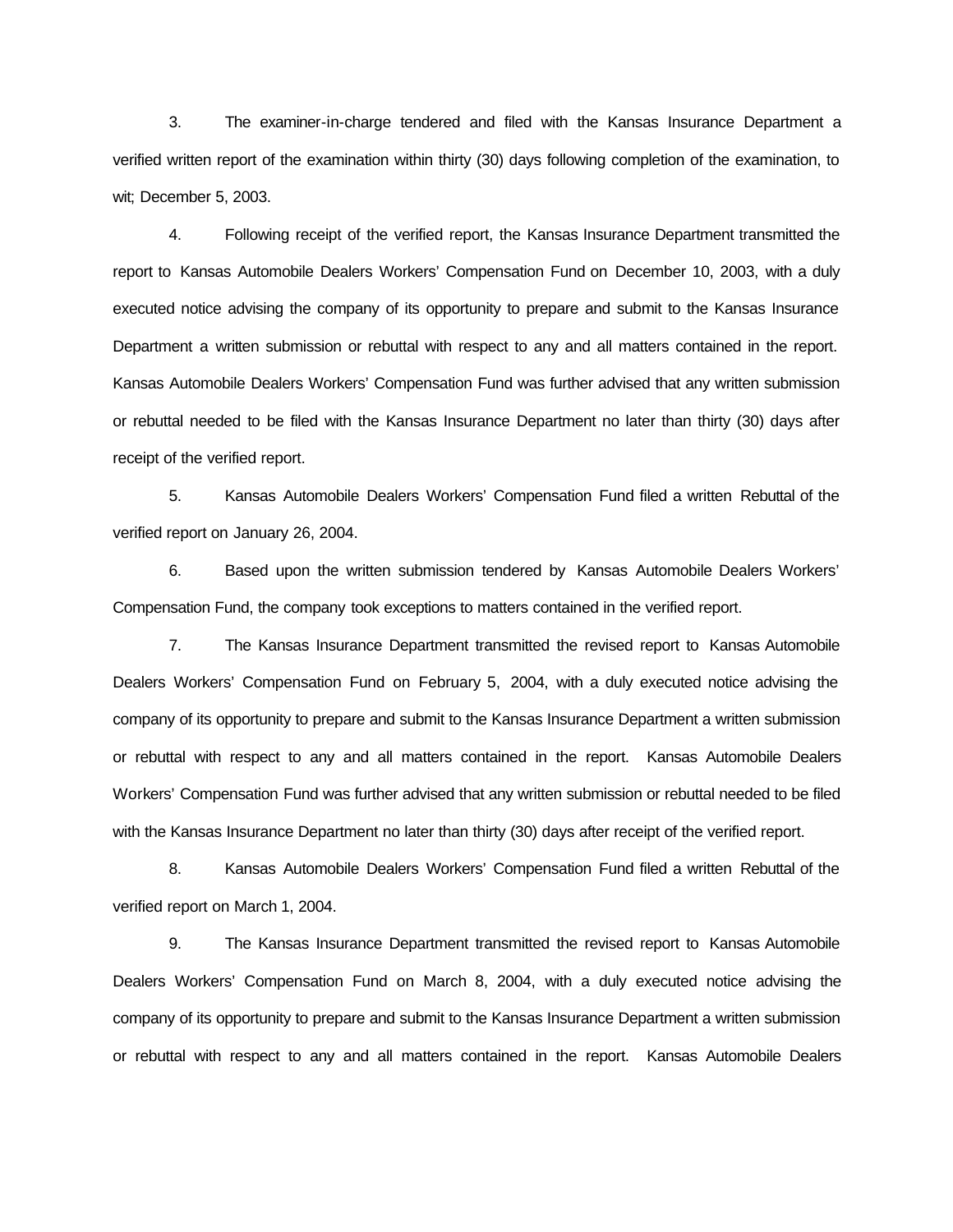3. The examiner-in-charge tendered and filed with the Kansas Insurance Department a verified written report of the examination within thirty (30) days following completion of the examination, to wit; December 5, 2003.

4. Following receipt of the verified report, the Kansas Insurance Department transmitted the report to Kansas Automobile Dealers Workers' Compensation Fund on December 10, 2003, with a duly executed notice advising the company of its opportunity to prepare and submit to the Kansas Insurance Department a written submission or rebuttal with respect to any and all matters contained in the report. Kansas Automobile Dealers Workers' Compensation Fund was further advised that any written submission or rebuttal needed to be filed with the Kansas Insurance Department no later than thirty (30) days after receipt of the verified report.

5. Kansas Automobile Dealers Workers' Compensation Fund filed a written Rebuttal of the verified report on January 26, 2004.

6. Based upon the written submission tendered by Kansas Automobile Dealers Workers' Compensation Fund, the company took exceptions to matters contained in the verified report.

7. The Kansas Insurance Department transmitted the revised report to Kansas Automobile Dealers Workers' Compensation Fund on February 5, 2004, with a duly executed notice advising the company of its opportunity to prepare and submit to the Kansas Insurance Department a written submission or rebuttal with respect to any and all matters contained in the report. Kansas Automobile Dealers Workers' Compensation Fund was further advised that any written submission or rebuttal needed to be filed with the Kansas Insurance Department no later than thirty (30) days after receipt of the verified report.

8. Kansas Automobile Dealers Workers' Compensation Fund filed a written Rebuttal of the verified report on March 1, 2004.

9. The Kansas Insurance Department transmitted the revised report to Kansas Automobile Dealers Workers' Compensation Fund on March 8, 2004, with a duly executed notice advising the company of its opportunity to prepare and submit to the Kansas Insurance Department a written submission or rebuttal with respect to any and all matters contained in the report. Kansas Automobile Dealers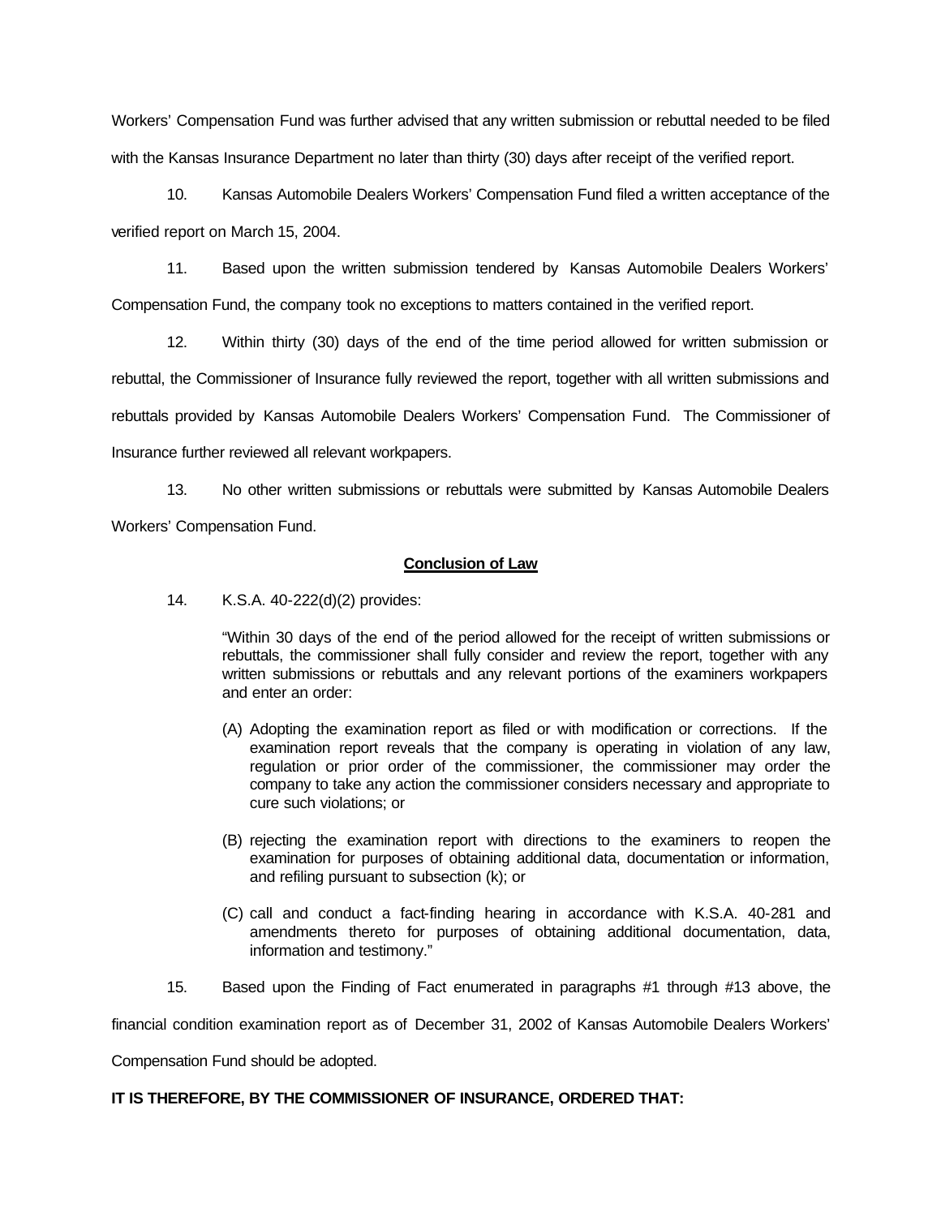Workers' Compensation Fund was further advised that any written submission or rebuttal needed to be filed with the Kansas Insurance Department no later than thirty (30) days after receipt of the verified report.

10. Kansas Automobile Dealers Workers' Compensation Fund filed a written acceptance of the verified report on March 15, 2004.

11. Based upon the written submission tendered by Kansas Automobile Dealers Workers' Compensation Fund, the company took no exceptions to matters contained in the verified report.

12. Within thirty (30) days of the end of the time period allowed for written submission or rebuttal, the Commissioner of Insurance fully reviewed the report, together with all written submissions and rebuttals provided by Kansas Automobile Dealers Workers' Compensation Fund. The Commissioner of Insurance further reviewed all relevant workpapers.

13. No other written submissions or rebuttals were submitted by Kansas Automobile Dealers Workers' Compensation Fund.

## Conclusion of Law

14. K.S.A. 40-222(d)(2) provides:

> "Within 30 days of the end of the period allowed for the receipt of written submissions or rebuttals, the commissioner shall fully consider and review the report, together with any written submissions or rebuttals and any relevant portions of the examiners workpapers and enter an order:
>
> (A) Adopting the examination report as filed or with modification or corrections. If the examination report reveals that the company is operating in violation of any law, regulation or prior order of the commissioner, the commissioner may order the company to take any action the commissioner considers necessary and appropriate to cure such violations; or
>
> (B) rejecting the examination report with directions to the examiners to reopen the examination for purposes of obtaining additional data, documentation or information, and refiling pursuant to subsection (k); or
>
> (C) call and conduct a fact-finding hearing in accordance with K.S.A. 40-281 and amendments thereto for purposes of obtaining additional documentation, data, information and testimony."

15. Based upon the Finding of Fact enumerated in paragraphs #1 through #13 above, the financial condition examination report as of December 31, 2002 of Kansas Automobile Dealers Workers' Compensation Fund should be adopted.

**IT IS THEREFORE, BY THE COMMISSIONER OF INSURANCE, ORDERED THAT:**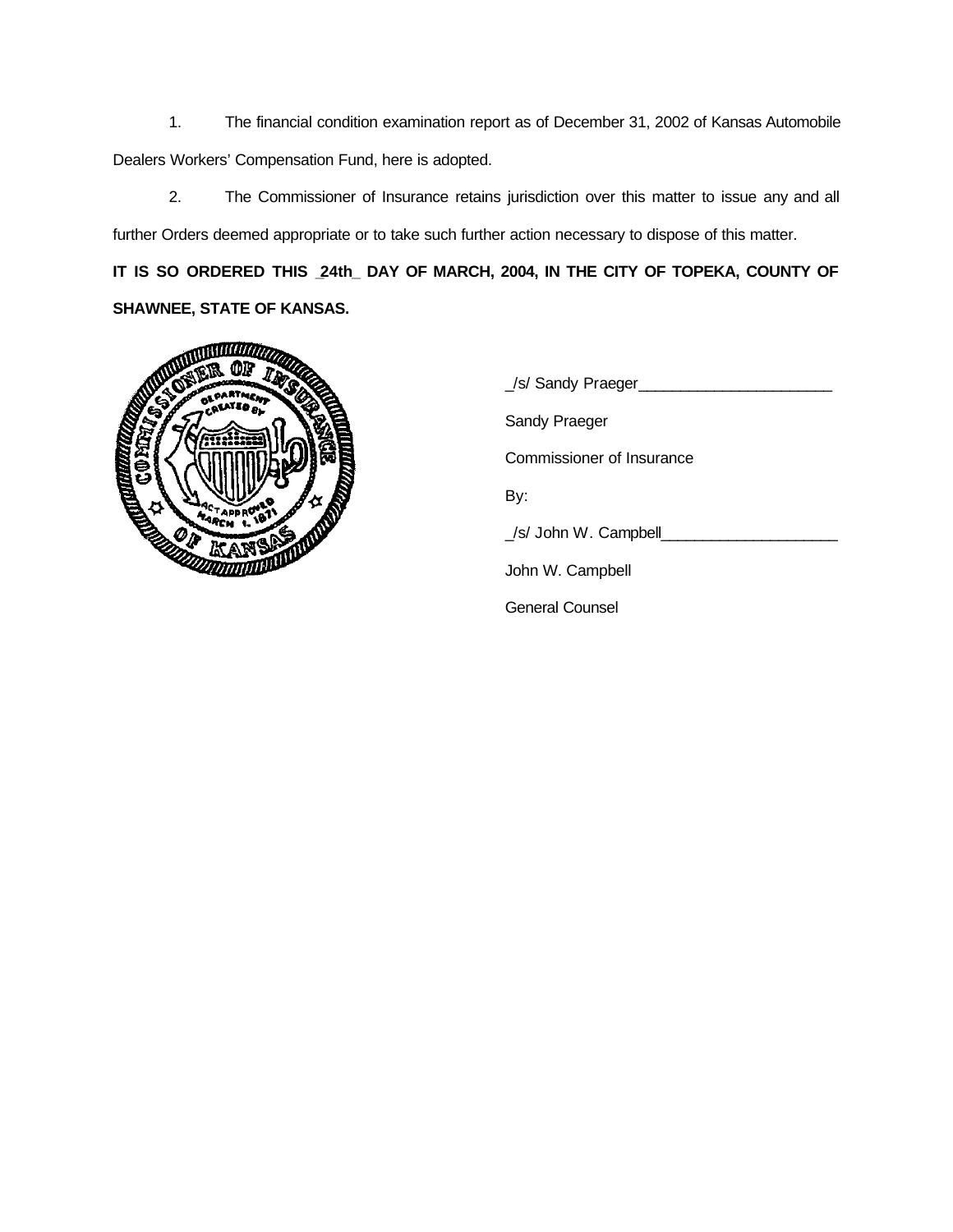1. The financial condition examination report as of December 31, 2002 of Kansas Automobile Dealers Workers' Compensation Fund, here is adopted.

2. The Commissioner of Insurance retains jurisdiction over this matter to issue any and all further Orders deemed appropriate or to take such further action necessary to dispose of this matter.

**IT IS SO ORDERED THIS _24th_ DAY OF MARCH, 2004, IN THE CITY OF TOPEKA, COUNTY OF SHAWNEE, STATE OF KANSAS.**

_/s/ Sandy Praeger______________________

Sandy Praeger

Commissioner of Insurance

By:

_/s/ John W. Campbell____________________

John W. Campbell

General Counsel